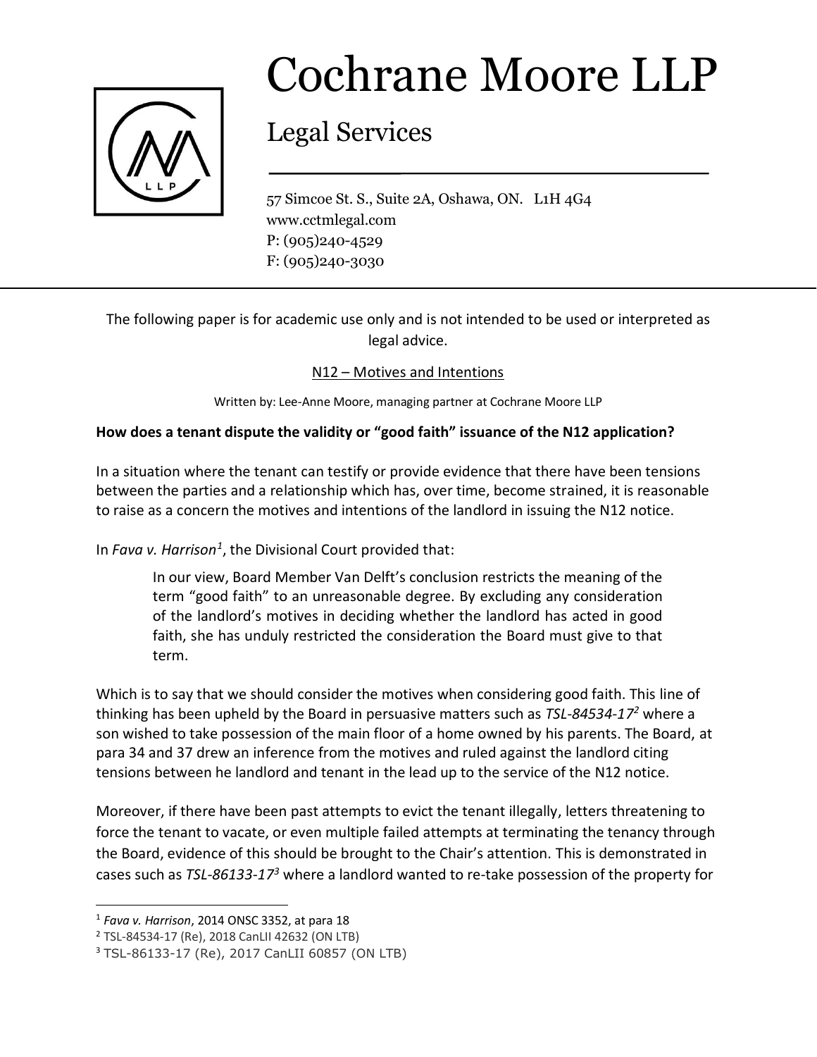# Cochrane Moore LLP

## Legal Services

57 Simcoe St. S., Suite 2A, Oshawa, ON. L1H 4G4
www.cctmlegal.com
P: (905)240-4529
F: (905)240-3030

---

The following paper is for academic use only and is not intended to be used or interpreted as legal advice.

N12 – Motives and Intentions

Written by: Lee-Anne Moore, managing partner at Cochrane Moore LLP

**How does a tenant dispute the validity or "good faith" issuance of the N12 application?**

In a situation where the tenant can testify or provide evidence that there have been tensions between the parties and a relationship which has, over time, become strained, it is reasonable to raise as a concern the motives and intentions of the landlord in issuing the N12 notice.

In *Fava v. Harrison*[1], the Divisional Court provided that:

> In our view, Board Member Van Delft's conclusion restricts the meaning of the term "good faith" to an unreasonable degree. By excluding any consideration of the landlord's motives in deciding whether the landlord has acted in good faith, she has unduly restricted the consideration the Board must give to that term.

Which is to say that we should consider the motives when considering good faith. This line of thinking has been upheld by the Board in persuasive matters such as *TSL-84534-17*[2] where a son wished to take possession of the main floor of a home owned by his parents. The Board, at para 34 and 37 drew an inference from the motives and ruled against the landlord citing tensions between he landlord and tenant in the lead up to the service of the N12 notice.

Moreover, if there have been past attempts to evict the tenant illegally, letters threatening to force the tenant to vacate, or even multiple failed attempts at terminating the tenancy through the Board, evidence of this should be brought to the Chair's attention. This is demonstrated in cases such as *TSL-86133-17*[3] where a landlord wanted to re-take possession of the property for

---

[1] *Fava v. Harrison*, 2014 ONSC 3352, at para 18

[2] TSL-84534-17 (Re), 2018 CanLII 42632 (ON LTB)

[3] TSL-86133-17 (Re), 2017 CanLII 60857 (ON LTB)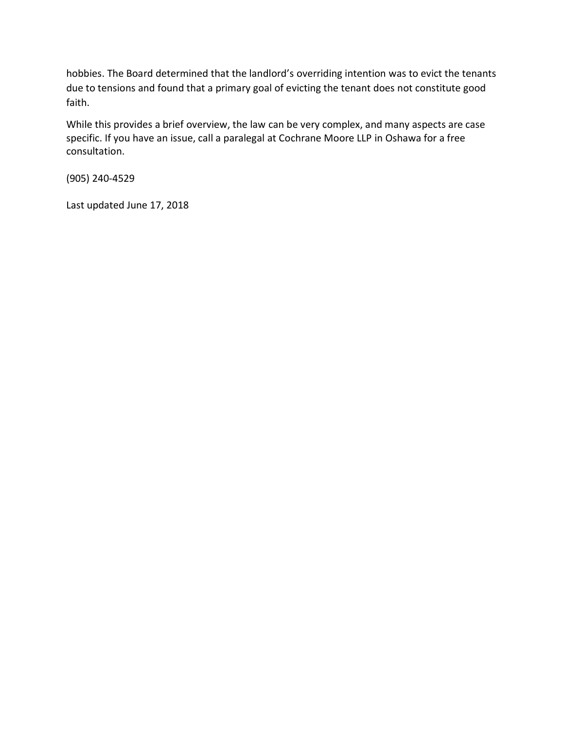hobbies. The Board determined that the landlord's overriding intention was to evict the tenants due to tensions and found that a primary goal of evicting the tenant does not constitute good faith.

While this provides a brief overview, the law can be very complex, and many aspects are case specific. If you have an issue, call a paralegal at Cochrane Moore LLP in Oshawa for a free consultation.

(905) 240-4529

Last updated June 17, 2018